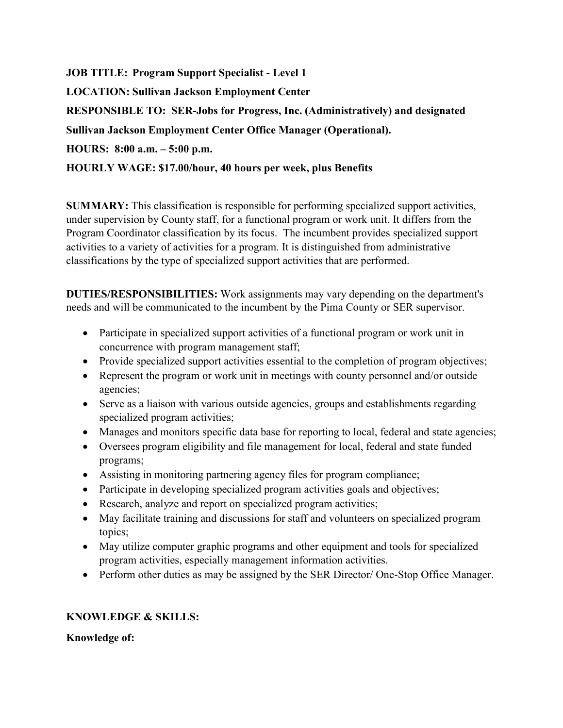**JOB TITLE: Program Support Specialist - Level 1**

**LOCATION: Sullivan Jackson Employment Center**

**RESPONSIBLE TO: SER-Jobs for Progress, Inc. (Administratively) and designated Sullivan Jackson Employment Center Office Manager (Operational).**

**HOURS: 8:00 a.m. – 5:00 p.m.**

**HOURLY WAGE: $17.00/hour, 40 hours per week, plus Benefits**

**SUMMARY:** This classification is responsible for performing specialized support activities, under supervision by County staff, for a functional program or work unit. It differs from the Program Coordinator classification by its focus. The incumbent provides specialized support activities to a variety of activities for a program. It is distinguished from administrative classifications by the type of specialized support activities that are performed.

**DUTIES/RESPONSIBILITIES:** Work assignments may vary depending on the department's needs and will be communicated to the incumbent by the Pima County or SER supervisor.

- Participate in specialized support activities of a functional program or work unit in concurrence with program management staff;
- Provide specialized support activities essential to the completion of program objectives;
- Represent the program or work unit in meetings with county personnel and/or outside agencies;
- Serve as a liaison with various outside agencies, groups and establishments regarding specialized program activities;
- Manages and monitors specific data base for reporting to local, federal and state agencies;
- Oversees program eligibility and file management for local, federal and state funded programs;
- Assisting in monitoring partnering agency files for program compliance;
- Participate in developing specialized program activities goals and objectives;
- Research, analyze and report on specialized program activities;
- May facilitate training and discussions for staff and volunteers on specialized program topics;
- May utilize computer graphic programs and other equipment and tools for specialized program activities, especially management information activities.
- Perform other duties as may be assigned by the SER Director/ One-Stop Office Manager.

**KNOWLEDGE & SKILLS:**

**Knowledge of:**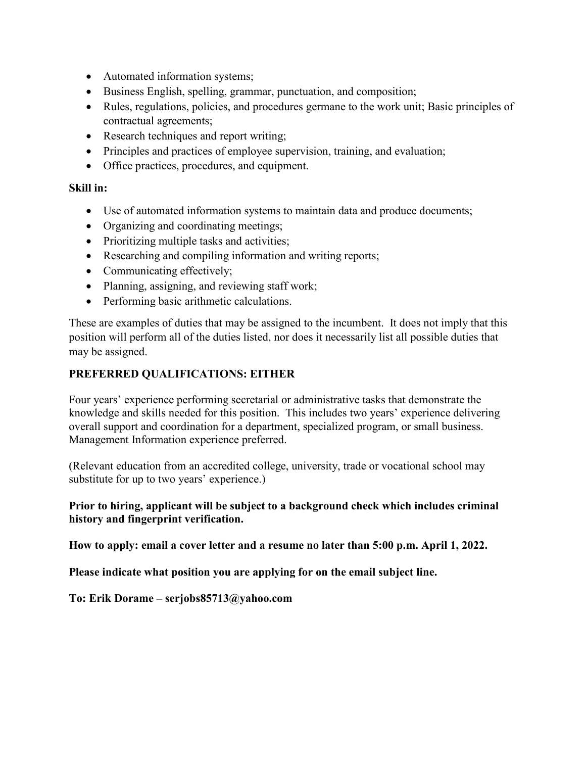- Automated information systems;
- Business English, spelling, grammar, punctuation, and composition;
- Rules, regulations, policies, and procedures germane to the work unit; Basic principles of contractual agreements;
- Research techniques and report writing;
- Principles and practices of employee supervision, training, and evaluation;
- Office practices, procedures, and equipment.

**Skill in:**

- Use of automated information systems to maintain data and produce documents;
- Organizing and coordinating meetings;
- Prioritizing multiple tasks and activities;
- Researching and compiling information and writing reports;
- Communicating effectively;
- Planning, assigning, and reviewing staff work;
- Performing basic arithmetic calculations.

These are examples of duties that may be assigned to the incumbent. It does not imply that this position will perform all of the duties listed, nor does it necessarily list all possible duties that may be assigned.

**PREFERRED QUALIFICATIONS: EITHER**

Four years' experience performing secretarial or administrative tasks that demonstrate the knowledge and skills needed for this position. This includes two years' experience delivering overall support and coordination for a department, specialized program, or small business. Management Information experience preferred.

(Relevant education from an accredited college, university, trade or vocational school may substitute for up to two years' experience.)

**Prior to hiring, applicant will be subject to a background check which includes criminal history and fingerprint verification.**

**How to apply: email a cover letter and a resume no later than 5:00 p.m. April 1, 2022.**

**Please indicate what position you are applying for on the email subject line.**

**To: Erik Dorame – serjobs85713@yahoo.com**